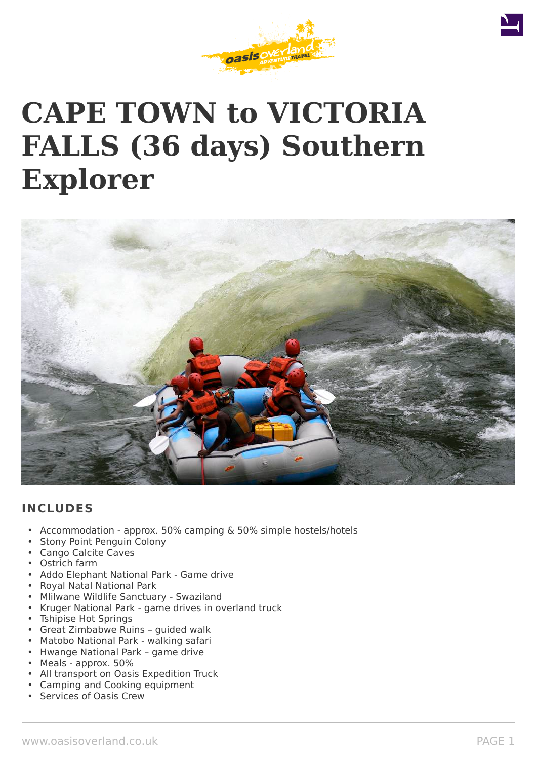# CAPE TOWN to VICTORIA FALLS (36 days) Southern Explorer

## INCLUDES

- Accommodation - approx. 50% camping & 50% simple hostels/hotels
- Stony Point Penguin Colony
- Cango Calcite Caves
- Ostrich farm
- Addo Elephant National Park - Game drive
- Royal Natal National Park
- Mlilwane Wildlife Sanctuary - Swaziland
- Kruger National Park - game drives in overland truck
- Tshipise Hot Springs
- Great Zimbabwe Ruins – guided walk
- Matobo National Park - walking safari
- Hwange National Park – game drive
- Meals - approx. 50%
- All transport on Oasis Expedition Truck
- Camping and Cooking equipment
- Services of Oasis Crew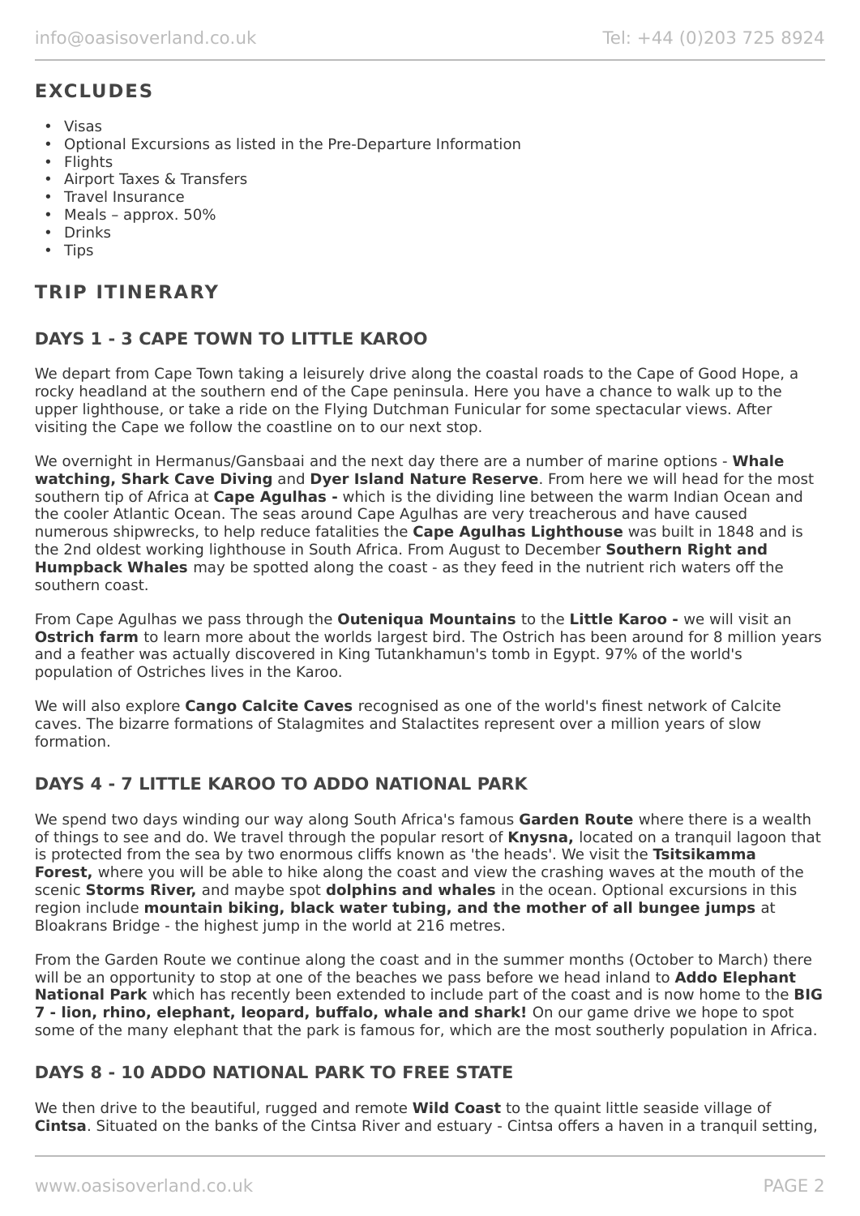## EXCLUDES

- Visas
- Optional Excursions as listed in the Pre-Departure Information
- Flights
- Airport Taxes & Transfers
- Travel Insurance
- Meals – approx. 50%
- Drinks
- Tips

## TRIP ITINERARY

### DAYS 1 - 3 CAPE TOWN TO LITTLE KAROO

We depart from Cape Town taking a leisurely drive along the coastal roads to the Cape of Good Hope, a rocky headland at the southern end of the Cape peninsula. Here you have a chance to walk up to the upper lighthouse, or take a ride on the Flying Dutchman Funicular for some spectacular views. After visiting the Cape we follow the coastline on to our next stop.

We overnight in Hermanus/Gansbaai and the next day there are a number of marine options - **Whale watching, Shark Cave Diving** and **Dyer Island Nature Reserve**. From here we will head for the most southern tip of Africa at **Cape Agulhas -** which is the dividing line between the warm Indian Ocean and the cooler Atlantic Ocean. The seas around Cape Agulhas are very treacherous and have caused numerous shipwrecks, to help reduce fatalities the **Cape Agulhas Lighthouse** was built in 1848 and is the 2nd oldest working lighthouse in South Africa. From August to December **Southern Right and Humpback Whales** may be spotted along the coast - as they feed in the nutrient rich waters off the southern coast.

From Cape Agulhas we pass through the **Outeniqua Mountains** to the **Little Karoo -** we will visit an **Ostrich farm** to learn more about the worlds largest bird. The Ostrich has been around for 8 million years and a feather was actually discovered in King Tutankhamun's tomb in Egypt. 97% of the world's population of Ostriches lives in the Karoo.

We will also explore **Cango Calcite Caves** recognised as one of the world's finest network of Calcite caves. The bizarre formations of Stalagmites and Stalactites represent over a million years of slow formation.

### DAYS 4 - 7 LITTLE KAROO TO ADDO NATIONAL PARK

We spend two days winding our way along South Africa's famous **Garden Route** where there is a wealth of things to see and do. We travel through the popular resort of **Knysna,** located on a tranquil lagoon that is protected from the sea by two enormous cliffs known as 'the heads'. We visit the **Tsitsikamma Forest,** where you will be able to hike along the coast and view the crashing waves at the mouth of the scenic **Storms River,** and maybe spot **dolphins and whales** in the ocean. Optional excursions in this region include **mountain biking, black water tubing, and the mother of all bungee jumps** at Bloakrans Bridge - the highest jump in the world at 216 metres.

From the Garden Route we continue along the coast and in the summer months (October to March) there will be an opportunity to stop at one of the beaches we pass before we head inland to **Addo Elephant National Park** which has recently been extended to include part of the coast and is now home to the **BIG 7 - lion, rhino, elephant, leopard, buffalo, whale and shark!** On our game drive we hope to spot some of the many elephant that the park is famous for, which are the most southerly population in Africa.

### DAYS 8 - 10 ADDO NATIONAL PARK TO FREE STATE

We then drive to the beautiful, rugged and remote **Wild Coast** to the quaint little seaside village of **Cintsa**. Situated on the banks of the Cintsa River and estuary - Cintsa offers a haven in a tranquil setting,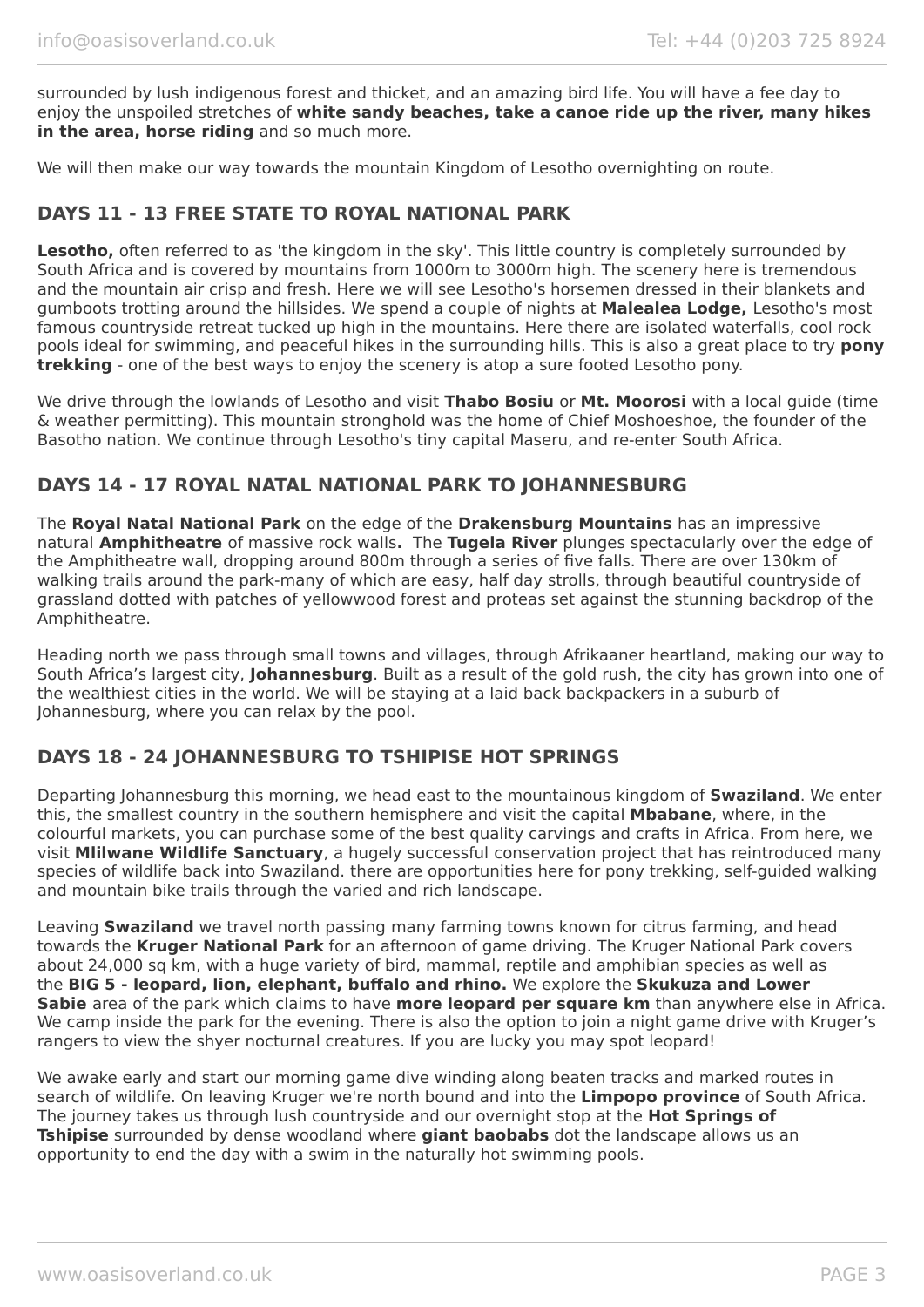surrounded by lush indigenous forest and thicket, and an amazing bird life. You will have a fee day to enjoy the unspoiled stretches of **white sandy beaches, take a canoe ride up the river, many hikes in the area, horse riding** and so much more.

We will then make our way towards the mountain Kingdom of Lesotho overnighting on route.

## DAYS 11 - 13 FREE STATE TO ROYAL NATIONAL PARK

**Lesotho,** often referred to as 'the kingdom in the sky'. This little country is completely surrounded by South Africa and is covered by mountains from 1000m to 3000m high. The scenery here is tremendous and the mountain air crisp and fresh. Here we will see Lesotho's horsemen dressed in their blankets and gumboots trotting around the hillsides. We spend a couple of nights at **Malealea Lodge,** Lesotho's most famous countryside retreat tucked up high in the mountains. Here there are isolated waterfalls, cool rock pools ideal for swimming, and peaceful hikes in the surrounding hills. This is also a great place to try **pony trekking** - one of the best ways to enjoy the scenery is atop a sure footed Lesotho pony.

We drive through the lowlands of Lesotho and visit **Thabo Bosiu** or **Mt. Moorosi** with a local guide (time & weather permitting). This mountain stronghold was the home of Chief Moshoeshoe, the founder of the Basotho nation. We continue through Lesotho's tiny capital Maseru, and re-enter South Africa.

## DAYS 14 - 17 ROYAL NATAL NATIONAL PARK TO JOHANNESBURG

The **Royal Natal National Park** on the edge of the **Drakensburg Mountains** has an impressive natural **Amphitheatre** of massive rock walls**.** The **Tugela River** plunges spectacularly over the edge of the Amphitheatre wall, dropping around 800m through a series of five falls. There are over 130km of walking trails around the park-many of which are easy, half day strolls, through beautiful countryside of grassland dotted with patches of yellowwood forest and proteas set against the stunning backdrop of the Amphitheatre.

Heading north we pass through small towns and villages, through Afrikaaner heartland, making our way to South Africa's largest city, **Johannesburg**. Built as a result of the gold rush, the city has grown into one of the wealthiest cities in the world. We will be staying at a laid back backpackers in a suburb of Johannesburg, where you can relax by the pool.

## DAYS 18 - 24 JOHANNESBURG TO TSHIPISE HOT SPRINGS

Departing Johannesburg this morning, we head east to the mountainous kingdom of **Swaziland**. We enter this, the smallest country in the southern hemisphere and visit the capital **Mbabane**, where, in the colourful markets, you can purchase some of the best quality carvings and crafts in Africa. From here, we visit **Mlilwane Wildlife Sanctuary**, a hugely successful conservation project that has reintroduced many species of wildlife back into Swaziland. there are opportunities here for pony trekking, self-guided walking and mountain bike trails through the varied and rich landscape.

Leaving **Swaziland** we travel north passing many farming towns known for citrus farming, and head towards the **Kruger National Park** for an afternoon of game driving. The Kruger National Park covers about 24,000 sq km, with a huge variety of bird, mammal, reptile and amphibian species as well as the **BIG 5 - leopard, lion, elephant, buffalo and rhino.** We explore the **Skukuza and Lower Sabie** area of the park which claims to have **more leopard per square km** than anywhere else in Africa. We camp inside the park for the evening. There is also the option to join a night game drive with Kruger's rangers to view the shyer nocturnal creatures. If you are lucky you may spot leopard!

We awake early and start our morning game dive winding along beaten tracks and marked routes in search of wildlife. On leaving Kruger we're north bound and into the **Limpopo province** of South Africa. The journey takes us through lush countryside and our overnight stop at the **Hot Springs of Tshipise** surrounded by dense woodland where **giant baobabs** dot the landscape allows us an opportunity to end the day with a swim in the naturally hot swimming pools.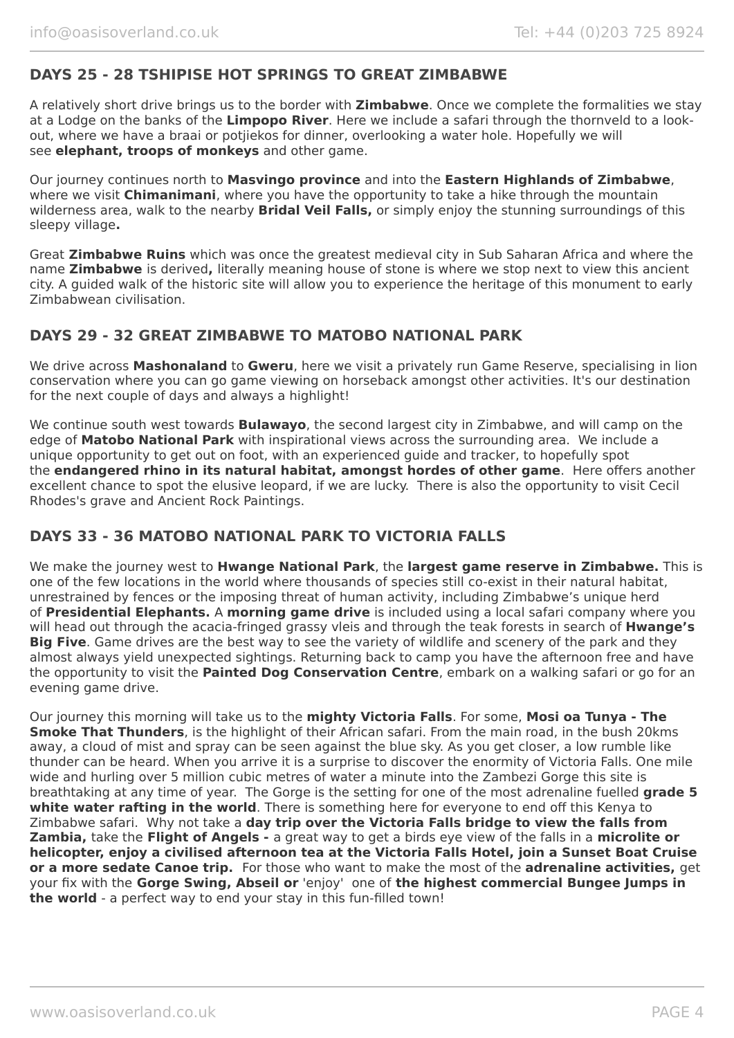## DAYS 25 - 28 TSHIPISE HOT SPRINGS TO GREAT ZIMBABWE

A relatively short drive brings us to the border with **Zimbabwe**. Once we complete the formalities we stay at a Lodge on the banks of the **Limpopo River**. Here we include a safari through the thornveld to a look-out, where we have a braai or potjiekos for dinner, overlooking a water hole. Hopefully we will see **elephant, troops of monkeys** and other game.

Our journey continues north to **Masvingo province** and into the **Eastern Highlands of Zimbabwe**, where we visit **Chimanimani**, where you have the opportunity to take a hike through the mountain wilderness area, walk to the nearby **Bridal Veil Falls,** or simply enjoy the stunning surroundings of this sleepy village**.**

Great **Zimbabwe Ruins** which was once the greatest medieval city in Sub Saharan Africa and where the name **Zimbabwe** is derived**,** literally meaning house of stone is where we stop next to view this ancient city. A guided walk of the historic site will allow you to experience the heritage of this monument to early Zimbabwean civilisation.

## DAYS 29 - 32 GREAT ZIMBABWE TO MATOBO NATIONAL PARK

We drive across **Mashonaland** to **Gweru**, here we visit a privately run Game Reserve, specialising in lion conservation where you can go game viewing on horseback amongst other activities. It's our destination for the next couple of days and always a highlight!

We continue south west towards **Bulawayo**, the second largest city in Zimbabwe, and will camp on the edge of **Matobo National Park** with inspirational views across the surrounding area. We include a unique opportunity to get out on foot, with an experienced guide and tracker, to hopefully spot the **endangered rhino in its natural habitat, amongst hordes of other game**. Here offers another excellent chance to spot the elusive leopard, if we are lucky. There is also the opportunity to visit Cecil Rhodes's grave and Ancient Rock Paintings.

## DAYS 33 - 36 MATOBO NATIONAL PARK TO VICTORIA FALLS

We make the journey west to **Hwange National Park**, the **largest game reserve in Zimbabwe.** This is one of the few locations in the world where thousands of species still co-exist in their natural habitat, unrestrained by fences or the imposing threat of human activity, including Zimbabwe's unique herd of **Presidential Elephants.** A **morning game drive** is included using a local safari company where you will head out through the acacia-fringed grassy vleis and through the teak forests in search of **Hwange's Big Five**. Game drives are the best way to see the variety of wildlife and scenery of the park and they almost always yield unexpected sightings. Returning back to camp you have the afternoon free and have the opportunity to visit the **Painted Dog Conservation Centre**, embark on a walking safari or go for an evening game drive.

Our journey this morning will take us to the **mighty Victoria Falls**. For some, **Mosi oa Tunya - The Smoke That Thunders**, is the highlight of their African safari. From the main road, in the bush 20kms away, a cloud of mist and spray can be seen against the blue sky. As you get closer, a low rumble like thunder can be heard. When you arrive it is a surprise to discover the enormity of Victoria Falls. One mile wide and hurling over 5 million cubic metres of water a minute into the Zambezi Gorge this site is breathtaking at any time of year. The Gorge is the setting for one of the most adrenaline fuelled **grade 5 white water rafting in the world**. There is something here for everyone to end off this Kenya to Zimbabwe safari. Why not take a **day trip over the Victoria Falls bridge to view the falls from Zambia,** take the **Flight of Angels -** a great way to get a birds eye view of the falls in a **microlite or helicopter, enjoy a civilised afternoon tea at the Victoria Falls Hotel, join a Sunset Boat Cruise or a more sedate Canoe trip.** For those who want to make the most of the **adrenaline activities,** get your fix with the **Gorge Swing, Abseil or** 'enjoy' one of **the highest commercial Bungee Jumps in the world** - a perfect way to end your stay in this fun-filled town!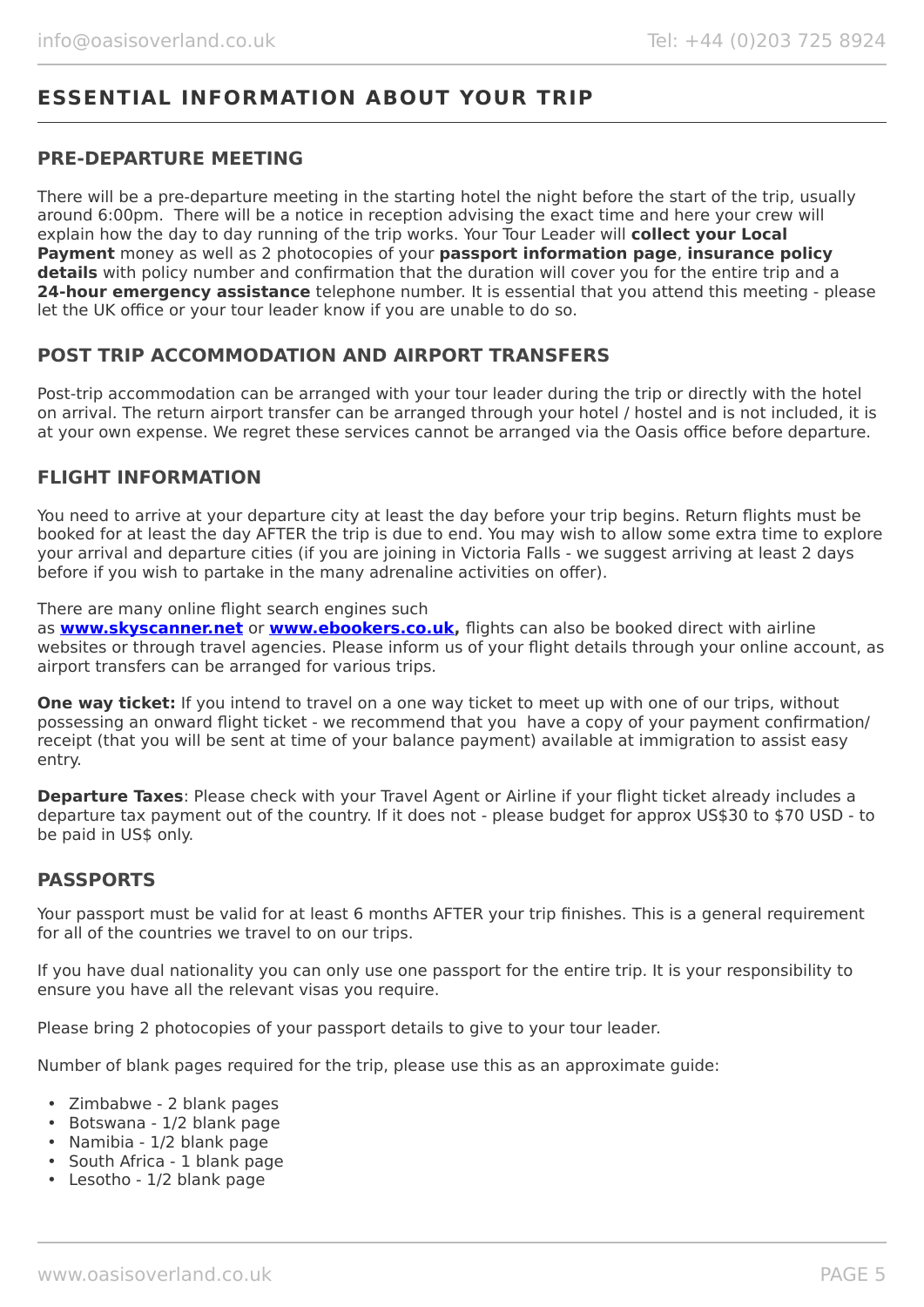## ESSENTIAL INFORMATION ABOUT YOUR TRIP

### PRE-DEPARTURE MEETING

There will be a pre-departure meeting in the starting hotel the night before the start of the trip, usually around 6:00pm. There will be a notice in reception advising the exact time and here your crew will explain how the day to day running of the trip works. Your Tour Leader will **collect your Local Payment** money as well as 2 photocopies of your **passport information page**, **insurance policy details** with policy number and confirmation that the duration will cover you for the entire trip and a **24-hour emergency assistance** telephone number. It is essential that you attend this meeting - please let the UK office or your tour leader know if you are unable to do so.

### POST TRIP ACCOMMODATION AND AIRPORT TRANSFERS

Post-trip accommodation can be arranged with your tour leader during the trip or directly with the hotel on arrival. The return airport transfer can be arranged through your hotel / hostel and is not included, it is at your own expense. We regret these services cannot be arranged via the Oasis office before departure.

### FLIGHT INFORMATION

You need to arrive at your departure city at least the day before your trip begins. Return flights must be booked for at least the day AFTER the trip is due to end. You may wish to allow some extra time to explore your arrival and departure cities (if you are joining in Victoria Falls - we suggest arriving at least 2 days before if you wish to partake in the many adrenaline activities on offer).

There are many online flight search engines such as **www.skyscanner.net** or **www.ebookers.co.uk,** flights can also be booked direct with airline websites or through travel agencies. Please inform us of your flight details through your online account, as airport transfers can be arranged for various trips.

**One way ticket:** If you intend to travel on a one way ticket to meet up with one of our trips, without possessing an onward flight ticket - we recommend that you have a copy of your payment confirmation/ receipt (that you will be sent at time of your balance payment) available at immigration to assist easy entry.

**Departure Taxes**: Please check with your Travel Agent or Airline if your flight ticket already includes a departure tax payment out of the country. If it does not - please budget for approx US$30 to $70 USD - to be paid in US$ only.

### PASSPORTS

Your passport must be valid for at least 6 months AFTER your trip finishes. This is a general requirement for all of the countries we travel to on our trips.

If you have dual nationality you can only use one passport for the entire trip. It is your responsibility to ensure you have all the relevant visas you require.

Please bring 2 photocopies of your passport details to give to your tour leader.

Number of blank pages required for the trip, please use this as an approximate guide:

- Zimbabwe - 2 blank pages
- Botswana - 1/2 blank page
- Namibia - 1/2 blank page
- South Africa - 1 blank page
- Lesotho - 1/2 blank page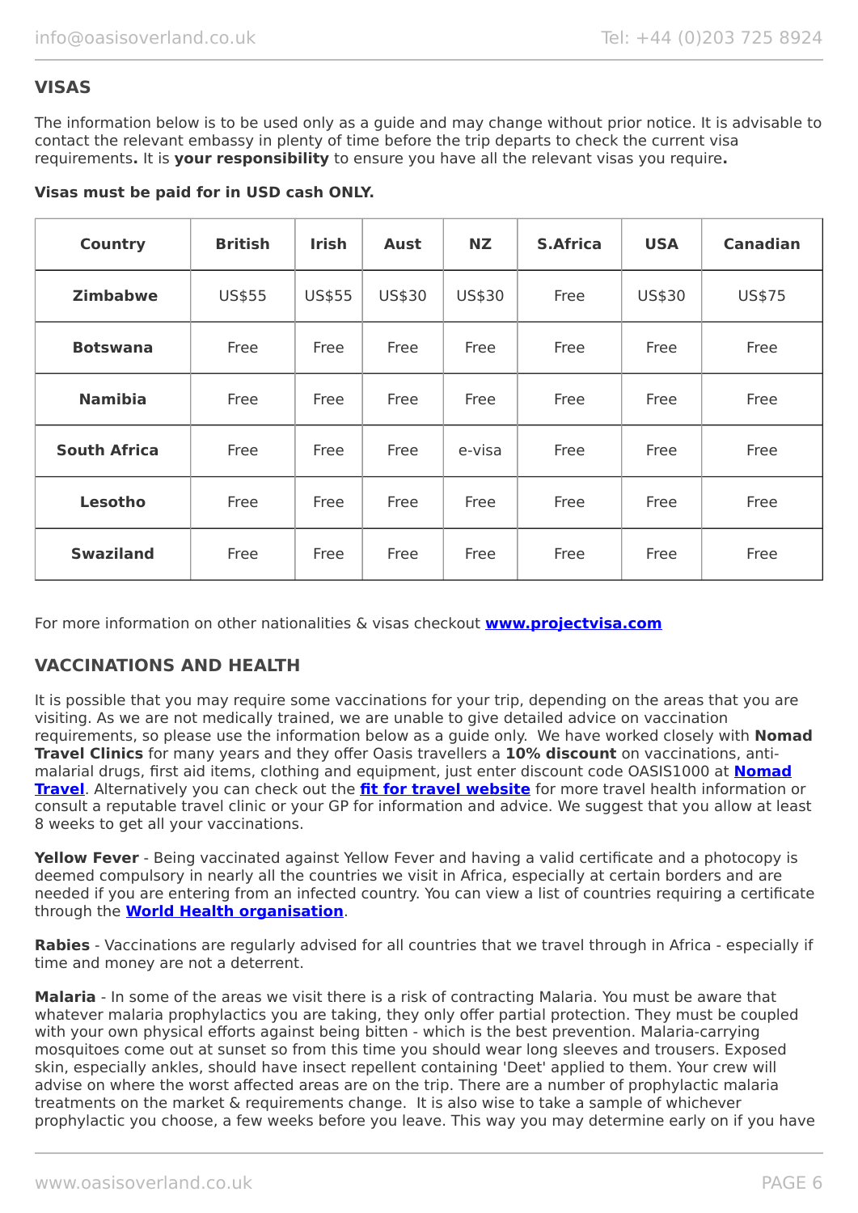## VISAS

The information below is to be used only as a guide and may change without prior notice. It is advisable to contact the relevant embassy in plenty of time before the trip departs to check the current visa requirements**.** It is **your responsibility** to ensure you have all the relevant visas you require**.**

**Visas must be paid for in USD cash ONLY.**

| Country | British | Irish | Aust | NZ | S.Africa | USA | Canadian |
|---|---|---|---|---|---|---|---|
| **Zimbabwe** | US$55 | US$55 | US$30 | US$30 | Free | US$30 | US$75 |
| **Botswana** | Free | Free | Free | Free | Free | Free | Free |
| **Namibia** | Free | Free | Free | Free | Free | Free | Free |
| **South Africa** | Free | Free | Free | e-visa | Free | Free | Free |
| **Lesotho** | Free | Free | Free | Free | Free | Free | Free |
| **Swaziland** | Free | Free | Free | Free | Free | Free | Free |

For more information on other nationalities & visas checkout **www.projectvisa.com**

## VACCINATIONS AND HEALTH

It is possible that you may require some vaccinations for your trip, depending on the areas that you are visiting. As we are not medically trained, we are unable to give detailed advice on vaccination requirements, so please use the information below as a guide only. We have worked closely with **Nomad Travel Clinics** for many years and they offer Oasis travellers a **10% discount** on vaccinations, anti-malarial drugs, first aid items, clothing and equipment, just enter discount code OASIS1000 at **Nomad Travel**. Alternatively you can check out the **fit for travel website** for more travel health information or consult a reputable travel clinic or your GP for information and advice. We suggest that you allow at least 8 weeks to get all your vaccinations.

**Yellow Fever** - Being vaccinated against Yellow Fever and having a valid certificate and a photocopy is deemed compulsory in nearly all the countries we visit in Africa, especially at certain borders and are needed if you are entering from an infected country. You can view a list of countries requiring a certificate through the **World Health organisation**.

**Rabies** - Vaccinations are regularly advised for all countries that we travel through in Africa - especially if time and money are not a deterrent.

**Malaria** - In some of the areas we visit there is a risk of contracting Malaria. You must be aware that whatever malaria prophylactics you are taking, they only offer partial protection. They must be coupled with your own physical efforts against being bitten - which is the best prevention. Malaria-carrying mosquitoes come out at sunset so from this time you should wear long sleeves and trousers. Exposed skin, especially ankles, should have insect repellent containing 'Deet' applied to them. Your crew will advise on where the worst affected areas are on the trip. There are a number of prophylactic malaria treatments on the market & requirements change. It is also wise to take a sample of whichever prophylactic you choose, a few weeks before you leave. This way you may determine early on if you have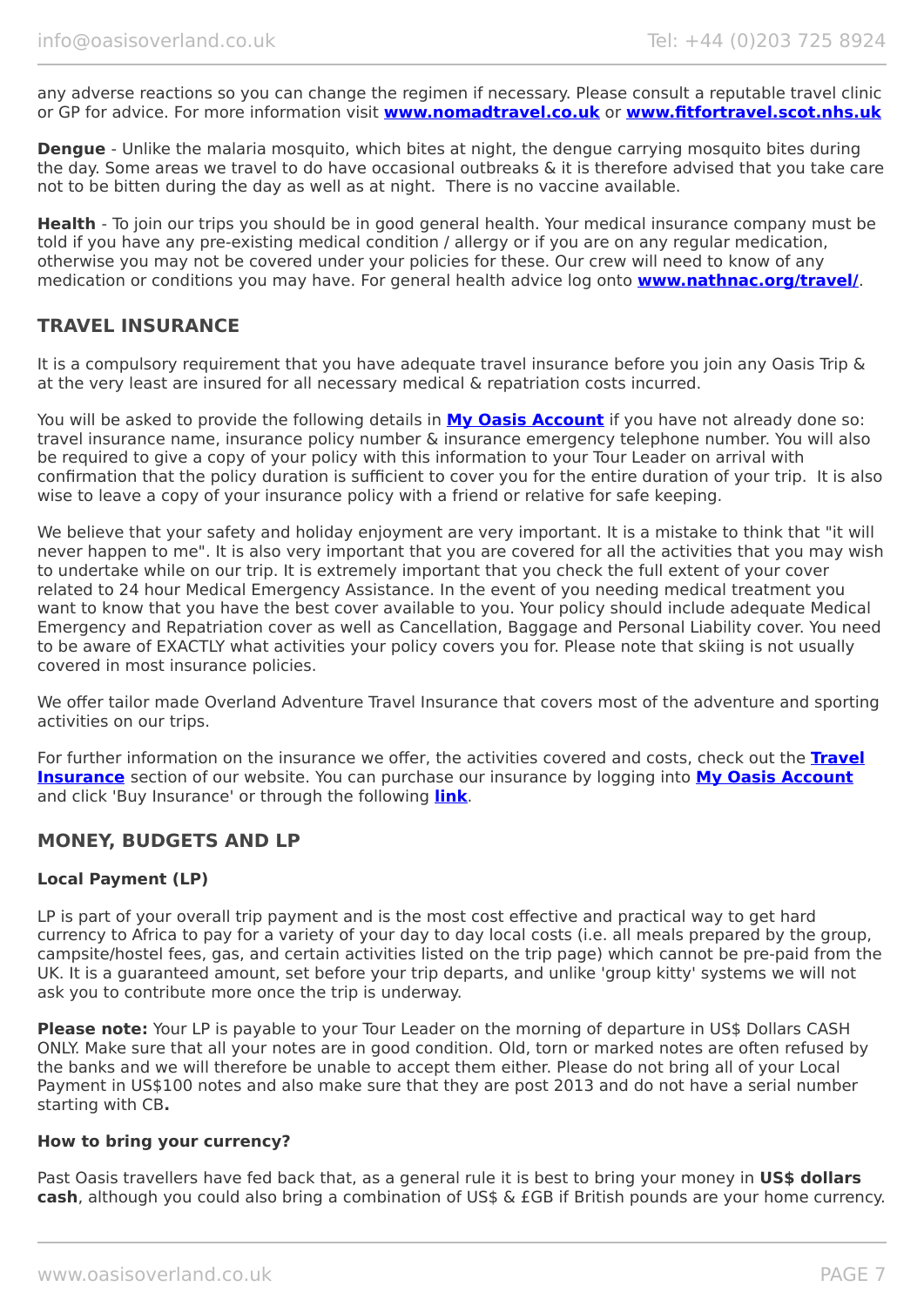any adverse reactions so you can change the regimen if necessary. Please consult a reputable travel clinic or GP for advice. For more information visit **www.nomadtravel.co.uk** or **www.fitfortravel.scot.nhs.uk**

**Dengue** - Unlike the malaria mosquito, which bites at night, the dengue carrying mosquito bites during the day. Some areas we travel to do have occasional outbreaks & it is therefore advised that you take care not to be bitten during the day as well as at night. There is no vaccine available.

**Health** - To join our trips you should be in good general health. Your medical insurance company must be told if you have any pre-existing medical condition / allergy or if you are on any regular medication, otherwise you may not be covered under your policies for these. Our crew will need to know of any medication or conditions you may have. For general health advice log onto **www.nathnac.org/travel/**.

## TRAVEL INSURANCE

It is a compulsory requirement that you have adequate travel insurance before you join any Oasis Trip & at the very least are insured for all necessary medical & repatriation costs incurred.

You will be asked to provide the following details in **My Oasis Account** if you have not already done so: travel insurance name, insurance policy number & insurance emergency telephone number. You will also be required to give a copy of your policy with this information to your Tour Leader on arrival with confirmation that the policy duration is sufficient to cover you for the entire duration of your trip. It is also wise to leave a copy of your insurance policy with a friend or relative for safe keeping.

We believe that your safety and holiday enjoyment are very important. It is a mistake to think that "it will never happen to me". It is also very important that you are covered for all the activities that you may wish to undertake while on our trip. It is extremely important that you check the full extent of your cover related to 24 hour Medical Emergency Assistance. In the event of you needing medical treatment you want to know that you have the best cover available to you. Your policy should include adequate Medical Emergency and Repatriation cover as well as Cancellation, Baggage and Personal Liability cover. You need to be aware of EXACTLY what activities your policy covers you for. Please note that skiing is not usually covered in most insurance policies.

We offer tailor made Overland Adventure Travel Insurance that covers most of the adventure and sporting activities on our trips.

For further information on the insurance we offer, the activities covered and costs, check out the **Travel Insurance** section of our website. You can purchase our insurance by logging into **My Oasis Account** and click 'Buy Insurance' or through the following **link**.

## MONEY, BUDGETS AND LP

### Local Payment (LP)

LP is part of your overall trip payment and is the most cost effective and practical way to get hard currency to Africa to pay for a variety of your day to day local costs (i.e. all meals prepared by the group, campsite/hostel fees, gas, and certain activities listed on the trip page) which cannot be pre-paid from the UK. It is a guaranteed amount, set before your trip departs, and unlike 'group kitty' systems we will not ask you to contribute more once the trip is underway.

**Please note:** Your LP is payable to your Tour Leader on the morning of departure in US$ Dollars CASH ONLY. Make sure that all your notes are in good condition. Old, torn or marked notes are often refused by the banks and we will therefore be unable to accept them either. Please do not bring all of your Local Payment in US$100 notes and also make sure that they are post 2013 and do not have a serial number starting with CB**.**

### How to bring your currency?

Past Oasis travellers have fed back that, as a general rule it is best to bring your money in **US$ dollars cash**, although you could also bring a combination of US$ & £GB if British pounds are your home currency.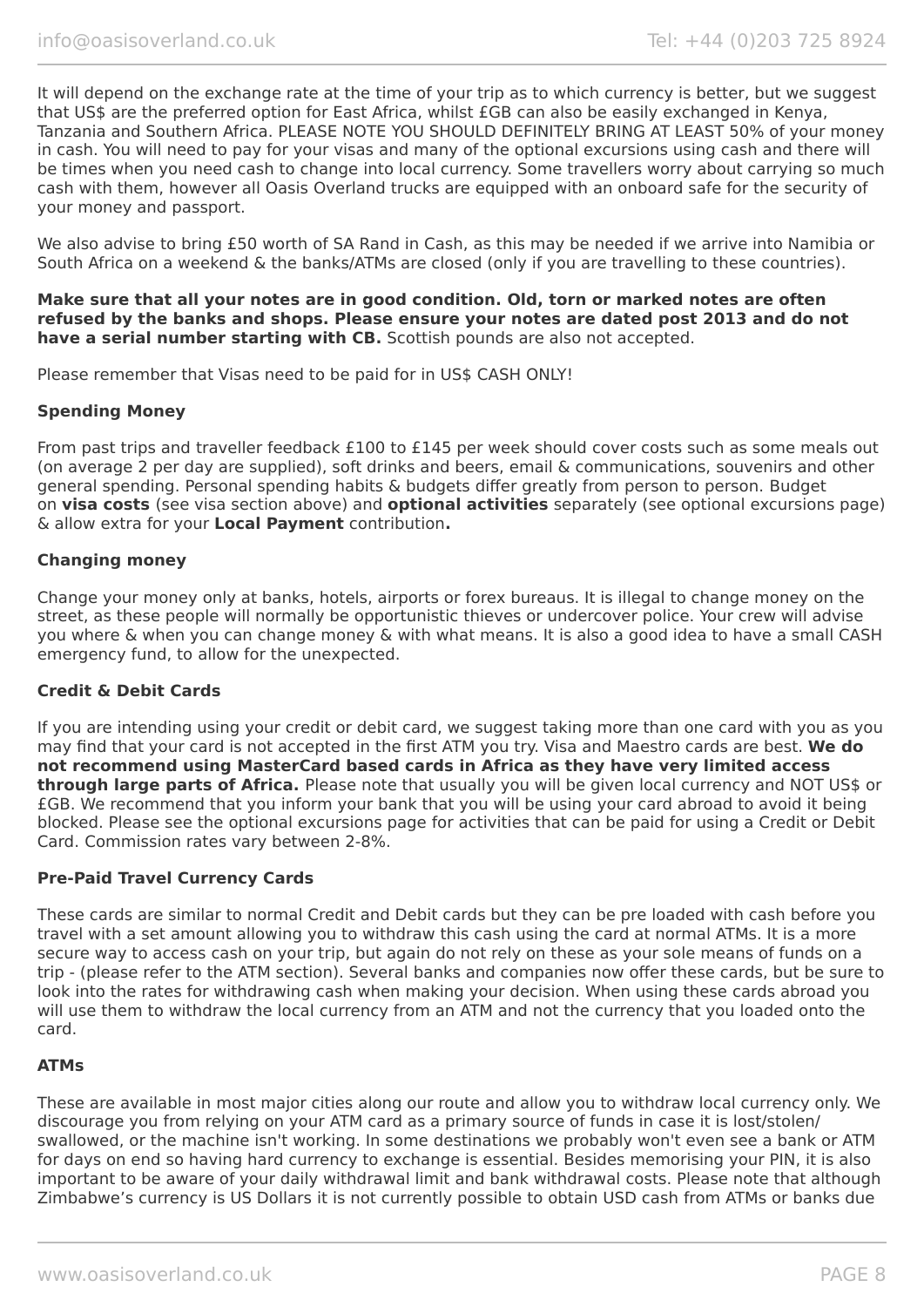It will depend on the exchange rate at the time of your trip as to which currency is better, but we suggest that US$ are the preferred option for East Africa, whilst £GB can also be easily exchanged in Kenya, Tanzania and Southern Africa. PLEASE NOTE YOU SHOULD DEFINITELY BRING AT LEAST 50% of your money in cash. You will need to pay for your visas and many of the optional excursions using cash and there will be times when you need cash to change into local currency. Some travellers worry about carrying so much cash with them, however all Oasis Overland trucks are equipped with an onboard safe for the security of your money and passport.

We also advise to bring £50 worth of SA Rand in Cash, as this may be needed if we arrive into Namibia or South Africa on a weekend & the banks/ATMs are closed (only if you are travelling to these countries).

**Make sure that all your notes are in good condition. Old, torn or marked notes are often refused by the banks and shops. Please ensure your notes are dated post 2013 and do not have a serial number starting with CB.** Scottish pounds are also not accepted.

Please remember that Visas need to be paid for in US$ CASH ONLY!

**Spending Money**

From past trips and traveller feedback £100 to £145 per week should cover costs such as some meals out (on average 2 per day are supplied), soft drinks and beers, email & communications, souvenirs and other general spending. Personal spending habits & budgets differ greatly from person to person. Budget on **visa costs** (see visa section above) and **optional activities** separately (see optional excursions page) & allow extra for your **Local Payment** contribution**.**

**Changing money**

Change your money only at banks, hotels, airports or forex bureaus. It is illegal to change money on the street, as these people will normally be opportunistic thieves or undercover police. Your crew will advise you where & when you can change money & with what means. It is also a good idea to have a small CASH emergency fund, to allow for the unexpected.

**Credit & Debit Cards**

If you are intending using your credit or debit card, we suggest taking more than one card with you as you may find that your card is not accepted in the first ATM you try. Visa and Maestro cards are best. **We do not recommend using MasterCard based cards in Africa as they have very limited access through large parts of Africa.** Please note that usually you will be given local currency and NOT US$ or £GB. We recommend that you inform your bank that you will be using your card abroad to avoid it being blocked. Please see the optional excursions page for activities that can be paid for using a Credit or Debit Card. Commission rates vary between 2-8%.

**Pre-Paid Travel Currency Cards**

These cards are similar to normal Credit and Debit cards but they can be pre loaded with cash before you travel with a set amount allowing you to withdraw this cash using the card at normal ATMs. It is a more secure way to access cash on your trip, but again do not rely on these as your sole means of funds on a trip - (please refer to the ATM section). Several banks and companies now offer these cards, but be sure to look into the rates for withdrawing cash when making your decision. When using these cards abroad you will use them to withdraw the local currency from an ATM and not the currency that you loaded onto the card.

**ATMs**

These are available in most major cities along our route and allow you to withdraw local currency only. We discourage you from relying on your ATM card as a primary source of funds in case it is lost/stolen/swallowed, or the machine isn't working. In some destinations we probably won't even see a bank or ATM for days on end so having hard currency to exchange is essential. Besides memorising your PIN, it is also important to be aware of your daily withdrawal limit and bank withdrawal costs. Please note that although Zimbabwe's currency is US Dollars it is not currently possible to obtain USD cash from ATMs or banks due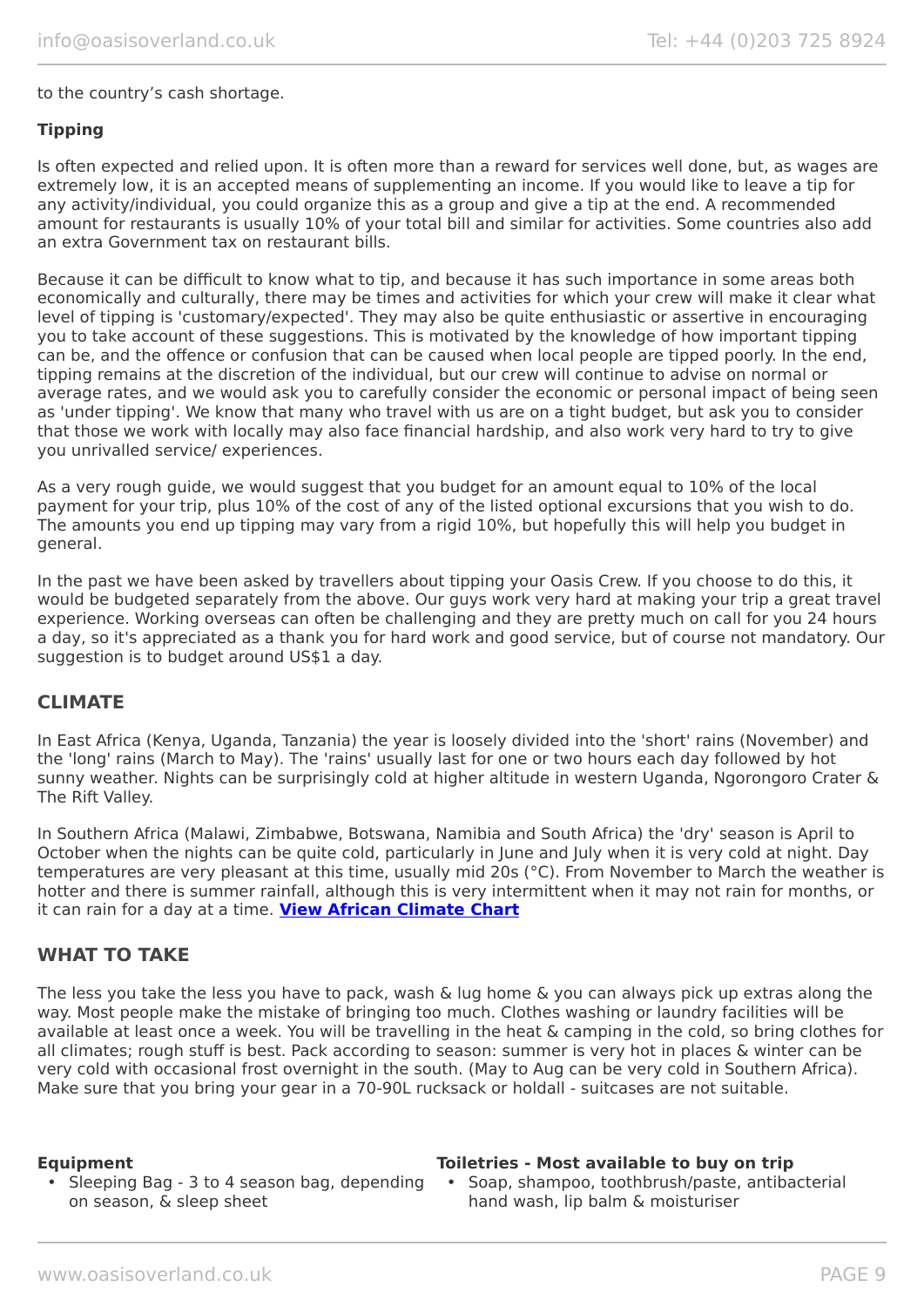to the country's cash shortage.

**Tipping**

Is often expected and relied upon. It is often more than a reward for services well done, but, as wages are extremely low, it is an accepted means of supplementing an income. If you would like to leave a tip for any activity/individual, you could organize this as a group and give a tip at the end. A recommended amount for restaurants is usually 10% of your total bill and similar for activities. Some countries also add an extra Government tax on restaurant bills.

Because it can be difficult to know what to tip, and because it has such importance in some areas both economically and culturally, there may be times and activities for which your crew will make it clear what level of tipping is 'customary/expected'. They may also be quite enthusiastic or assertive in encouraging you to take account of these suggestions. This is motivated by the knowledge of how important tipping can be, and the offence or confusion that can be caused when local people are tipped poorly. In the end, tipping remains at the discretion of the individual, but our crew will continue to advise on normal or average rates, and we would ask you to carefully consider the economic or personal impact of being seen as 'under tipping'. We know that many who travel with us are on a tight budget, but ask you to consider that those we work with locally may also face financial hardship, and also work very hard to try to give you unrivalled service/ experiences.

As a very rough guide, we would suggest that you budget for an amount equal to 10% of the local payment for your trip, plus 10% of the cost of any of the listed optional excursions that you wish to do. The amounts you end up tipping may vary from a rigid 10%, but hopefully this will help you budget in general.

In the past we have been asked by travellers about tipping your Oasis Crew. If you choose to do this, it would be budgeted separately from the above. Our guys work very hard at making your trip a great travel experience. Working overseas can often be challenging and they are pretty much on call for you 24 hours a day, so it's appreciated as a thank you for hard work and good service, but of course not mandatory. Our suggestion is to budget around US$1 a day.

## CLIMATE

In East Africa (Kenya, Uganda, Tanzania) the year is loosely divided into the 'short' rains (November) and the 'long' rains (March to May). The 'rains' usually last for one or two hours each day followed by hot sunny weather. Nights can be surprisingly cold at higher altitude in western Uganda, Ngorongoro Crater & The Rift Valley.

In Southern Africa (Malawi, Zimbabwe, Botswana, Namibia and South Africa) the 'dry' season is April to October when the nights can be quite cold, particularly in June and July when it is very cold at night. Day temperatures are very pleasant at this time, usually mid 20s (°C). From November to March the weather is hotter and there is summer rainfall, although this is very intermittent when it may not rain for months, or it can rain for a day at a time. **View African Climate Chart**

## WHAT TO TAKE

The less you take the less you have to pack, wash & lug home & you can always pick up extras along the way. Most people make the mistake of bringing too much. Clothes washing or laundry facilities will be available at least once a week. You will be travelling in the heat & camping in the cold, so bring clothes for all climates; rough stuff is best. Pack according to season: summer is very hot in places & winter can be very cold with occasional frost overnight in the south. (May to Aug can be very cold in Southern Africa). Make sure that you bring your gear in a 70-90L rucksack or holdall - suitcases are not suitable.

**Equipment**

- Sleeping Bag - 3 to 4 season bag, depending on season, & sleep sheet

**Toiletries - Most available to buy on trip**

- Soap, shampoo, toothbrush/paste, antibacterial hand wash, lip balm & moisturiser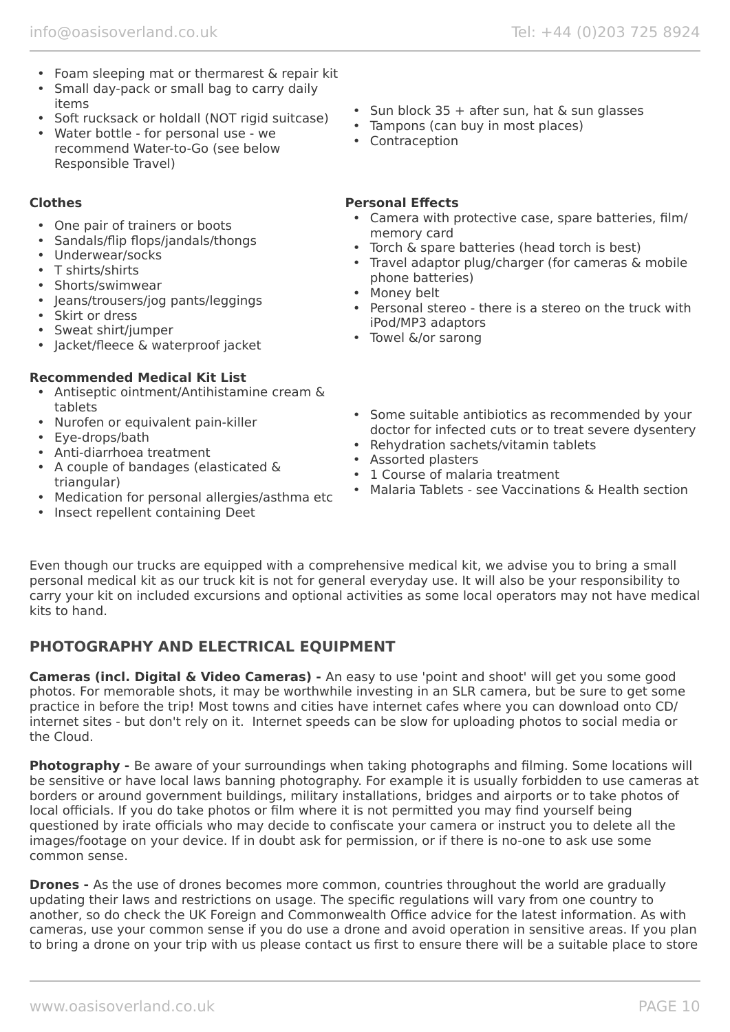- Foam sleeping mat or thermarest & repair kit
- Small day-pack or small bag to carry daily items
- Soft rucksack or holdall (NOT rigid suitcase)
- Water bottle - for personal use - we recommend Water-to-Go (see below Responsible Travel)
- Sun block 35 + after sun, hat & sun glasses
- Tampons (can buy in most places)
- Contraception

**Clothes**

- One pair of trainers or boots
- Sandals/flip flops/jandals/thongs
- Underwear/socks
- T shirts/shirts
- Shorts/swimwear
- Jeans/trousers/jog pants/leggings
- Skirt or dress
- Sweat shirt/jumper
- Jacket/fleece & waterproof jacket

**Personal Effects**

- Camera with protective case, spare batteries, film/ memory card
- Torch & spare batteries (head torch is best)
- Travel adaptor plug/charger (for cameras & mobile phone batteries)
- Money belt
- Personal stereo - there is a stereo on the truck with iPod/MP3 adaptors
- Towel &/or sarong

**Recommended Medical Kit List**

- Antiseptic ointment/Antihistamine cream & tablets
- Nurofen or equivalent pain-killer
- Eye-drops/bath
- Anti-diarrhoea treatment
- A couple of bandages (elasticated & triangular)
- Medication for personal allergies/asthma etc
- Insect repellent containing Deet
- Some suitable antibiotics as recommended by your doctor for infected cuts or to treat severe dysentery
- Rehydration sachets/vitamin tablets
- Assorted plasters
- 1 Course of malaria treatment
- Malaria Tablets - see Vaccinations & Health section

Even though our trucks are equipped with a comprehensive medical kit, we advise you to bring a small personal medical kit as our truck kit is not for general everyday use. It will also be your responsibility to carry your kit on included excursions and optional activities as some local operators may not have medical kits to hand.

## PHOTOGRAPHY AND ELECTRICAL EQUIPMENT

**Cameras (incl. Digital & Video Cameras) -** An easy to use 'point and shoot' will get you some good photos. For memorable shots, it may be worthwhile investing in an SLR camera, but be sure to get some practice in before the trip! Most towns and cities have internet cafes where you can download onto CD/ internet sites - but don't rely on it. Internet speeds can be slow for uploading photos to social media or the Cloud.

**Photography -** Be aware of your surroundings when taking photographs and filming. Some locations will be sensitive or have local laws banning photography. For example it is usually forbidden to use cameras at borders or around government buildings, military installations, bridges and airports or to take photos of local officials. If you do take photos or film where it is not permitted you may find yourself being questioned by irate officials who may decide to confiscate your camera or instruct you to delete all the images/footage on your device. If in doubt ask for permission, or if there is no-one to ask use some common sense.

**Drones -** As the use of drones becomes more common, countries throughout the world are gradually updating their laws and restrictions on usage. The specific regulations will vary from one country to another, so do check the UK Foreign and Commonwealth Office advice for the latest information. As with cameras, use your common sense if you do use a drone and avoid operation in sensitive areas. If you plan to bring a drone on your trip with us please contact us first to ensure there will be a suitable place to store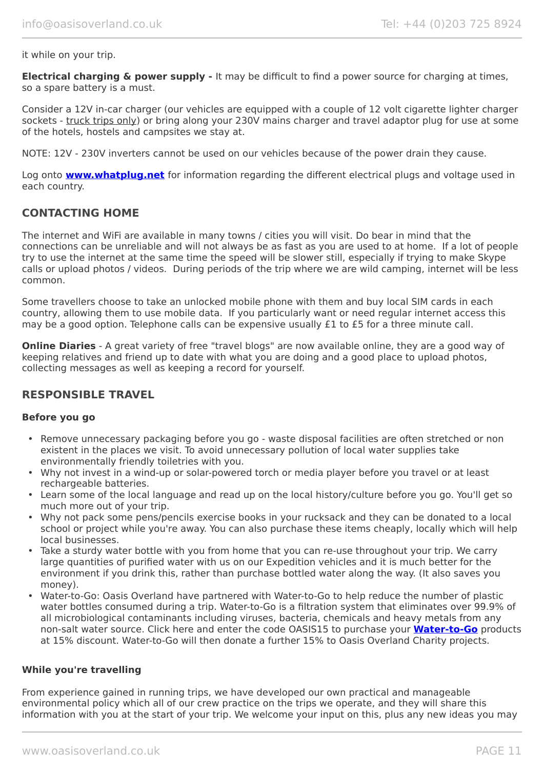it while on your trip.

**Electrical charging & power supply -** It may be difficult to find a power source for charging at times, so a spare battery is a must.

Consider a 12V in-car charger (our vehicles are equipped with a couple of 12 volt cigarette lighter charger sockets - truck trips only) or bring along your 230V mains charger and travel adaptor plug for use at some of the hotels, hostels and campsites we stay at.

NOTE: 12V - 230V inverters cannot be used on our vehicles because of the power drain they cause.

Log onto **www.whatplug.net** for information regarding the different electrical plugs and voltage used in each country.

## CONTACTING HOME

The internet and WiFi are available in many towns / cities you will visit. Do bear in mind that the connections can be unreliable and will not always be as fast as you are used to at home. If a lot of people try to use the internet at the same time the speed will be slower still, especially if trying to make Skype calls or upload photos / videos. During periods of the trip where we are wild camping, internet will be less common.

Some travellers choose to take an unlocked mobile phone with them and buy local SIM cards in each country, allowing them to use mobile data. If you particularly want or need regular internet access this may be a good option. Telephone calls can be expensive usually £1 to £5 for a three minute call.

**Online Diaries** - A great variety of free "travel blogs" are now available online, they are a good way of keeping relatives and friend up to date with what you are doing and a good place to upload photos, collecting messages as well as keeping a record for yourself.

## RESPONSIBLE TRAVEL

### Before you go

- Remove unnecessary packaging before you go - waste disposal facilities are often stretched or non existent in the places we visit. To avoid unnecessary pollution of local water supplies take environmentally friendly toiletries with you.
- Why not invest in a wind-up or solar-powered torch or media player before you travel or at least rechargeable batteries.
- Learn some of the local language and read up on the local history/culture before you go. You'll get so much more out of your trip.
- Why not pack some pens/pencils exercise books in your rucksack and they can be donated to a local school or project while you're away. You can also purchase these items cheaply, locally which will help local businesses.
- Take a sturdy water bottle with you from home that you can re-use throughout your trip. We carry large quantities of purified water with us on our Expedition vehicles and it is much better for the environment if you drink this, rather than purchase bottled water along the way. (It also saves you money).
- Water-to-Go: Oasis Overland have partnered with Water-to-Go to help reduce the number of plastic water bottles consumed during a trip. Water-to-Go is a filtration system that eliminates over 99.9% of all microbiological contaminants including viruses, bacteria, chemicals and heavy metals from any non-salt water source. Click here and enter the code OASIS15 to purchase your **Water-to-Go** products at 15% discount. Water-to-Go will then donate a further 15% to Oasis Overland Charity projects.

### While you're travelling

From experience gained in running trips, we have developed our own practical and manageable environmental policy which all of our crew practice on the trips we operate, and they will share this information with you at the start of your trip. We welcome your input on this, plus any new ideas you may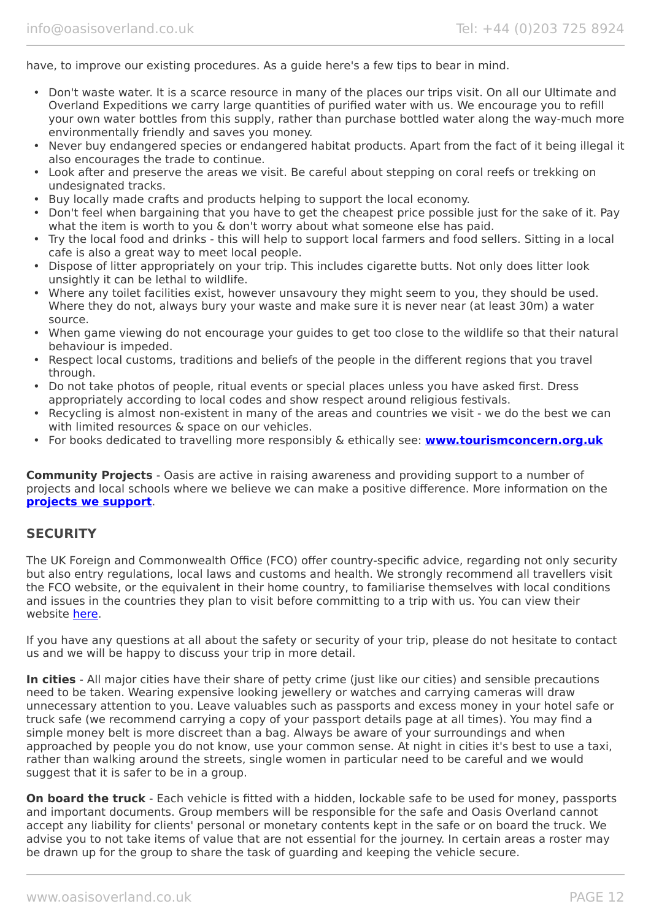have, to improve our existing procedures. As a guide here's a few tips to bear in mind.

- Don't waste water. It is a scarce resource in many of the places our trips visit. On all our Ultimate and Overland Expeditions we carry large quantities of purified water with us. We encourage you to refill your own water bottles from this supply, rather than purchase bottled water along the way-much more environmentally friendly and saves you money.
- Never buy endangered species or endangered habitat products. Apart from the fact of it being illegal it also encourages the trade to continue.
- Look after and preserve the areas we visit. Be careful about stepping on coral reefs or trekking on undesignated tracks.
- Buy locally made crafts and products helping to support the local economy.
- Don't feel when bargaining that you have to get the cheapest price possible just for the sake of it. Pay what the item is worth to you & don't worry about what someone else has paid.
- Try the local food and drinks - this will help to support local farmers and food sellers. Sitting in a local cafe is also a great way to meet local people.
- Dispose of litter appropriately on your trip. This includes cigarette butts. Not only does litter look unsightly it can be lethal to wildlife.
- Where any toilet facilities exist, however unsavoury they might seem to you, they should be used. Where they do not, always bury your waste and make sure it is never near (at least 30m) a water source.
- When game viewing do not encourage your guides to get too close to the wildlife so that their natural behaviour is impeded.
- Respect local customs, traditions and beliefs of the people in the different regions that you travel through.
- Do not take photos of people, ritual events or special places unless you have asked first. Dress appropriately according to local codes and show respect around religious festivals.
- Recycling is almost non-existent in many of the areas and countries we visit - we do the best we can with limited resources & space on our vehicles.
- For books dedicated to travelling more responsibly & ethically see: **www.tourismconcern.org.uk**

**Community Projects** - Oasis are active in raising awareness and providing support to a number of projects and local schools where we believe we can make a positive difference. More information on the **projects we support**.

## SECURITY

The UK Foreign and Commonwealth Office (FCO) offer country-specific advice, regarding not only security but also entry regulations, local laws and customs and health. We strongly recommend all travellers visit the FCO website, or the equivalent in their home country, to familiarise themselves with local conditions and issues in the countries they plan to visit before committing to a trip with us. You can view their website here.

If you have any questions at all about the safety or security of your trip, please do not hesitate to contact us and we will be happy to discuss your trip in more detail.

**In cities** - All major cities have their share of petty crime (just like our cities) and sensible precautions need to be taken. Wearing expensive looking jewellery or watches and carrying cameras will draw unnecessary attention to you. Leave valuables such as passports and excess money in your hotel safe or truck safe (we recommend carrying a copy of your passport details page at all times). You may find a simple money belt is more discreet than a bag. Always be aware of your surroundings and when approached by people you do not know, use your common sense. At night in cities it's best to use a taxi, rather than walking around the streets, single women in particular need to be careful and we would suggest that it is safer to be in a group.

**On board the truck** - Each vehicle is fitted with a hidden, lockable safe to be used for money, passports and important documents. Group members will be responsible for the safe and Oasis Overland cannot accept any liability for clients' personal or monetary contents kept in the safe or on board the truck. We advise you to not take items of value that are not essential for the journey. In certain areas a roster may be drawn up for the group to share the task of guarding and keeping the vehicle secure.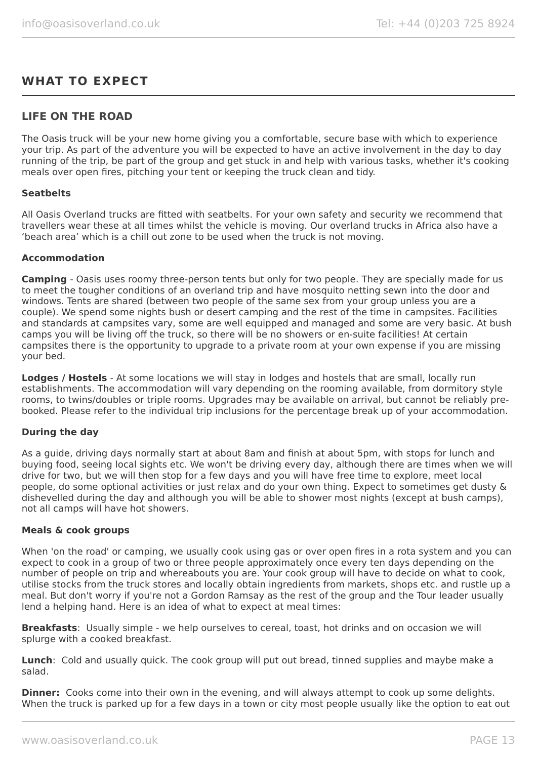## WHAT TO EXPECT

### LIFE ON THE ROAD

The Oasis truck will be your new home giving you a comfortable, secure base with which to experience your trip. As part of the adventure you will be expected to have an active involvement in the day to day running of the trip, be part of the group and get stuck in and help with various tasks, whether it's cooking meals over open fires, pitching your tent or keeping the truck clean and tidy.

**Seatbelts**

All Oasis Overland trucks are fitted with seatbelts. For your own safety and security we recommend that travellers wear these at all times whilst the vehicle is moving. Our overland trucks in Africa also have a 'beach area' which is a chill out zone to be used when the truck is not moving.

**Accommodation**

**Camping** - Oasis uses roomy three-person tents but only for two people. They are specially made for us to meet the tougher conditions of an overland trip and have mosquito netting sewn into the door and windows. Tents are shared (between two people of the same sex from your group unless you are a couple). We spend some nights bush or desert camping and the rest of the time in campsites. Facilities and standards at campsites vary, some are well equipped and managed and some are very basic. At bush camps you will be living off the truck, so there will be no showers or en-suite facilities! At certain campsites there is the opportunity to upgrade to a private room at your own expense if you are missing your bed.

**Lodges / Hostels** - At some locations we will stay in lodges and hostels that are small, locally run establishments. The accommodation will vary depending on the rooming available, from dormitory style rooms, to twins/doubles or triple rooms. Upgrades may be available on arrival, but cannot be reliably pre-booked. Please refer to the individual trip inclusions for the percentage break up of your accommodation.

**During the day**

As a guide, driving days normally start at about 8am and finish at about 5pm, with stops for lunch and buying food, seeing local sights etc. We won't be driving every day, although there are times when we will drive for two, but we will then stop for a few days and you will have free time to explore, meet local people, do some optional activities or just relax and do your own thing. Expect to sometimes get dusty & dishevelled during the day and although you will be able to shower most nights (except at bush camps), not all camps will have hot showers.

**Meals & cook groups**

When 'on the road' or camping, we usually cook using gas or over open fires in a rota system and you can expect to cook in a group of two or three people approximately once every ten days depending on the number of people on trip and whereabouts you are. Your cook group will have to decide on what to cook, utilise stocks from the truck stores and locally obtain ingredients from markets, shops etc. and rustle up a meal. But don't worry if you're not a Gordon Ramsay as the rest of the group and the Tour leader usually lend a helping hand. Here is an idea of what to expect at meal times:

**Breakfasts**: Usually simple - we help ourselves to cereal, toast, hot drinks and on occasion we will splurge with a cooked breakfast.

**Lunch**: Cold and usually quick. The cook group will put out bread, tinned supplies and maybe make a salad.

**Dinner:** Cooks come into their own in the evening, and will always attempt to cook up some delights. When the truck is parked up for a few days in a town or city most people usually like the option to eat out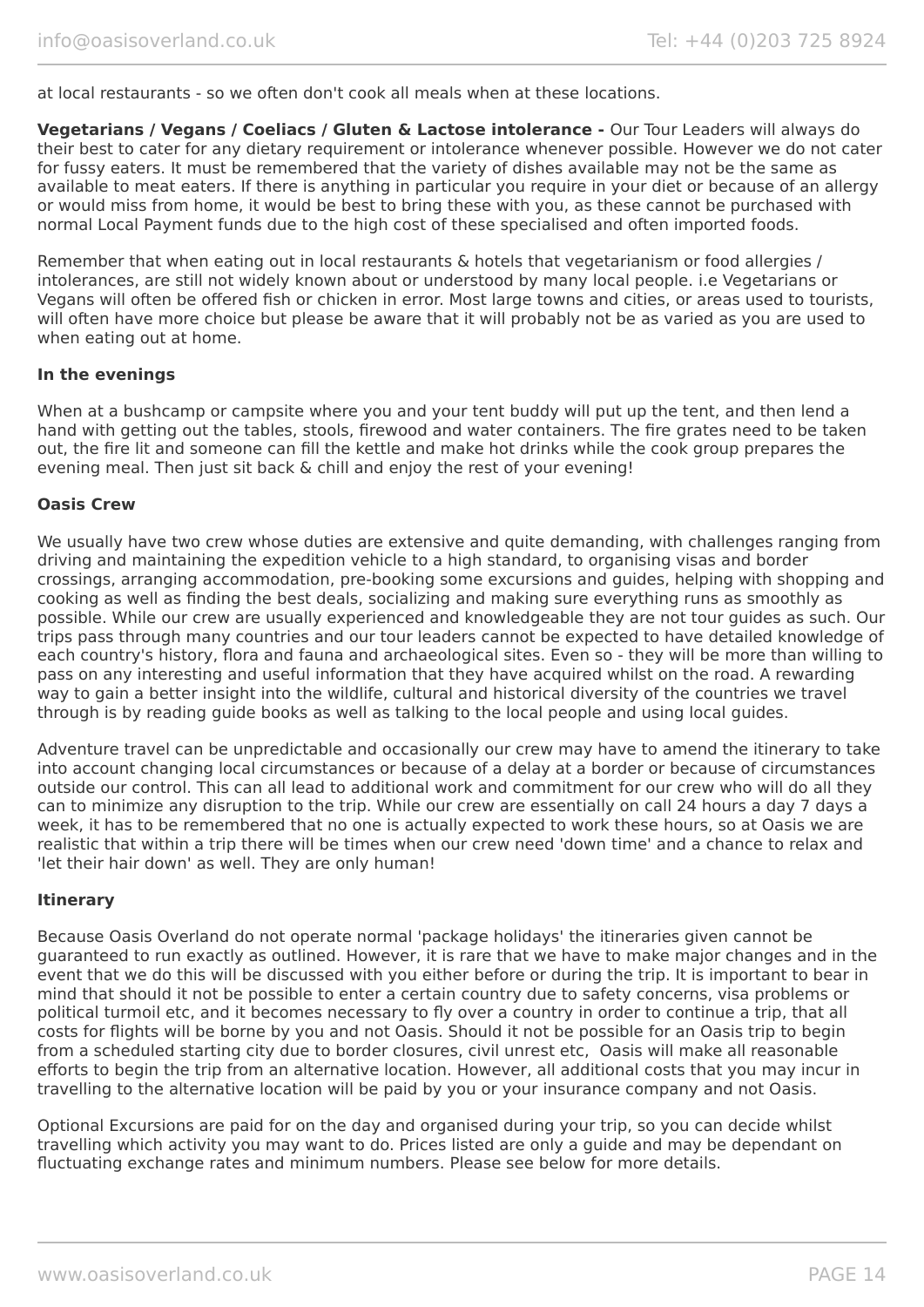at local restaurants - so we often don't cook all meals when at these locations.

**Vegetarians / Vegans / Coeliacs / Gluten & Lactose intolerance -** Our Tour Leaders will always do their best to cater for any dietary requirement or intolerance whenever possible. However we do not cater for fussy eaters. It must be remembered that the variety of dishes available may not be the same as available to meat eaters. If there is anything in particular you require in your diet or because of an allergy or would miss from home, it would be best to bring these with you, as these cannot be purchased with normal Local Payment funds due to the high cost of these specialised and often imported foods.

Remember that when eating out in local restaurants & hotels that vegetarianism or food allergies / intolerances, are still not widely known about or understood by many local people. i.e Vegetarians or Vegans will often be offered fish or chicken in error. Most large towns and cities, or areas used to tourists, will often have more choice but please be aware that it will probably not be as varied as you are used to when eating out at home.

**In the evenings**

When at a bushcamp or campsite where you and your tent buddy will put up the tent, and then lend a hand with getting out the tables, stools, firewood and water containers. The fire grates need to be taken out, the fire lit and someone can fill the kettle and make hot drinks while the cook group prepares the evening meal. Then just sit back & chill and enjoy the rest of your evening!

**Oasis Crew**

We usually have two crew whose duties are extensive and quite demanding, with challenges ranging from driving and maintaining the expedition vehicle to a high standard, to organising visas and border crossings, arranging accommodation, pre-booking some excursions and guides, helping with shopping and cooking as well as finding the best deals, socializing and making sure everything runs as smoothly as possible. While our crew are usually experienced and knowledgeable they are not tour guides as such. Our trips pass through many countries and our tour leaders cannot be expected to have detailed knowledge of each country's history, flora and fauna and archaeological sites. Even so - they will be more than willing to pass on any interesting and useful information that they have acquired whilst on the road. A rewarding way to gain a better insight into the wildlife, cultural and historical diversity of the countries we travel through is by reading guide books as well as talking to the local people and using local guides.

Adventure travel can be unpredictable and occasionally our crew may have to amend the itinerary to take into account changing local circumstances or because of a delay at a border or because of circumstances outside our control. This can all lead to additional work and commitment for our crew who will do all they can to minimize any disruption to the trip. While our crew are essentially on call 24 hours a day 7 days a week, it has to be remembered that no one is actually expected to work these hours, so at Oasis we are realistic that within a trip there will be times when our crew need 'down time' and a chance to relax and 'let their hair down' as well. They are only human!

**Itinerary**

Because Oasis Overland do not operate normal 'package holidays' the itineraries given cannot be guaranteed to run exactly as outlined. However, it is rare that we have to make major changes and in the event that we do this will be discussed with you either before or during the trip. It is important to bear in mind that should it not be possible to enter a certain country due to safety concerns, visa problems or political turmoil etc, and it becomes necessary to fly over a country in order to continue a trip, that all costs for flights will be borne by you and not Oasis. Should it not be possible for an Oasis trip to begin from a scheduled starting city due to border closures, civil unrest etc, Oasis will make all reasonable efforts to begin the trip from an alternative location. However, all additional costs that you may incur in travelling to the alternative location will be paid by you or your insurance company and not Oasis.

Optional Excursions are paid for on the day and organised during your trip, so you can decide whilst travelling which activity you may want to do. Prices listed are only a guide and may be dependant on fluctuating exchange rates and minimum numbers. Please see below for more details.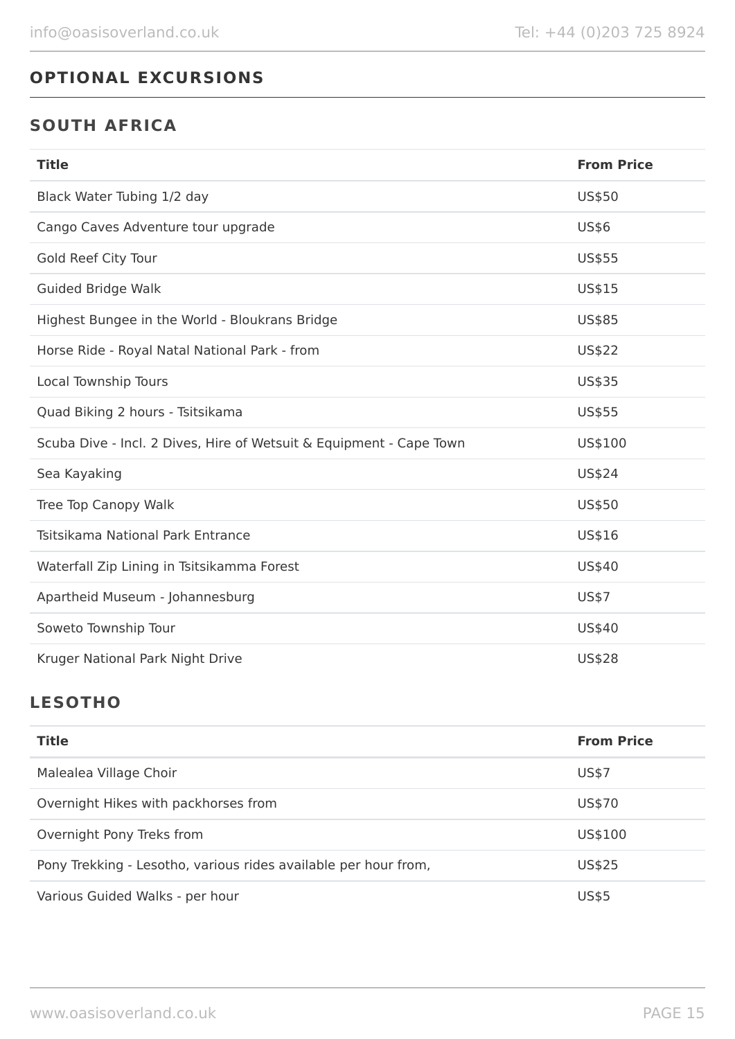## OPTIONAL EXCURSIONS

### SOUTH AFRICA

| Title | From Price |
| --- | --- |
| Black Water Tubing 1/2 day | US$50 |
| Cango Caves Adventure tour upgrade | US$6 |
| Gold Reef City Tour | US$55 |
| Guided Bridge Walk | US$15 |
| Highest Bungee in the World - Bloukrans Bridge | US$85 |
| Horse Ride - Royal Natal National Park - from | US$22 |
| Local Township Tours | US$35 |
| Quad Biking 2 hours - Tsitsikama | US$55 |
| Scuba Dive - Incl. 2 Dives, Hire of Wetsuit & Equipment - Cape Town | US$100 |
| Sea Kayaking | US$24 |
| Tree Top Canopy Walk | US$50 |
| Tsitsikama National Park Entrance | US$16 |
| Waterfall Zip Lining in Tsitsikamma Forest | US$40 |
| Apartheid Museum - Johannesburg | US$7 |
| Soweto Township Tour | US$40 |
| Kruger National Park Night Drive | US$28 |

### LESOTHO

| Title | From Price |
| --- | --- |
| Malealea Village Choir | US$7 |
| Overnight Hikes with packhorses from | US$70 |
| Overnight Pony Treks from | US$100 |
| Pony Trekking - Lesotho, various rides available per hour from, | US$25 |
| Various Guided Walks - per hour | US$5 |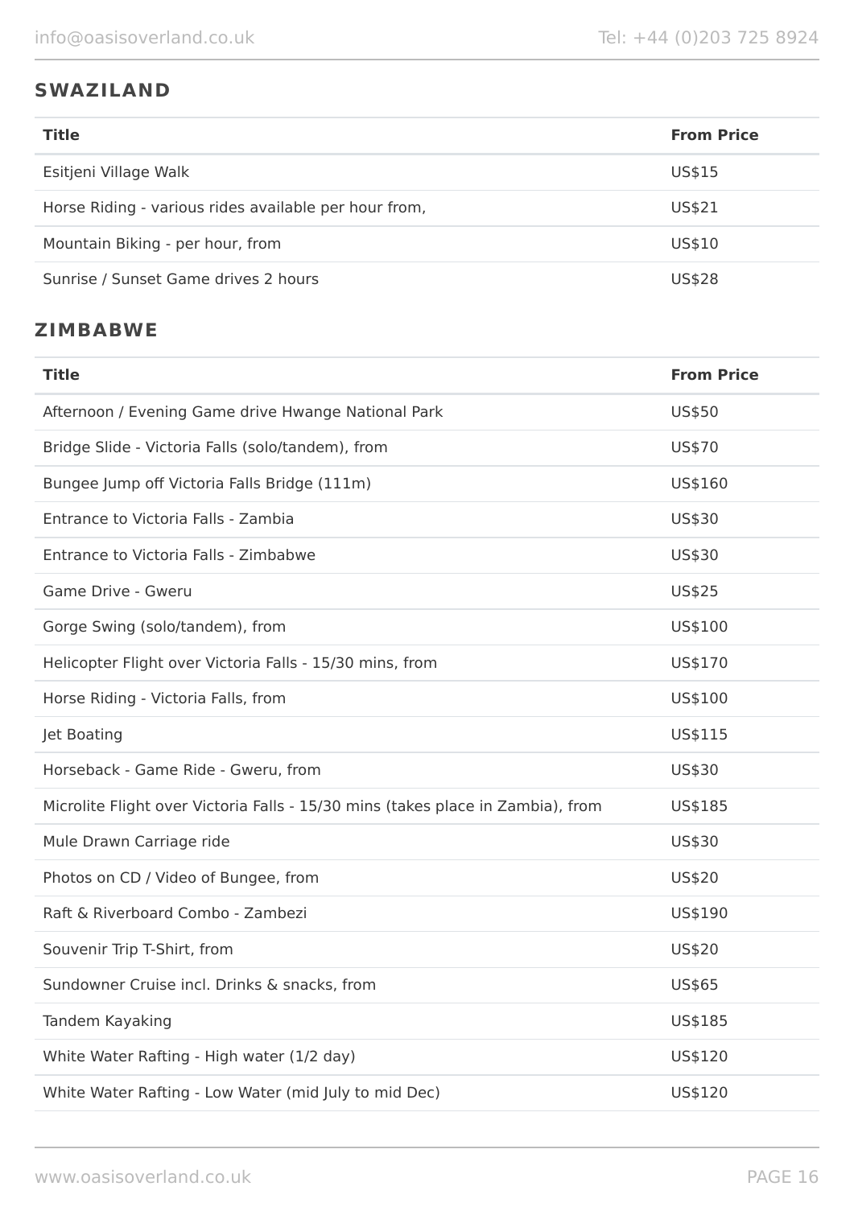## SWAZILAND

| Title | From Price |
| --- | --- |
| Esitjeni Village Walk | US$15 |
| Horse Riding - various rides available per hour from, | US$21 |
| Mountain Biking - per hour, from | US$10 |
| Sunrise / Sunset Game drives 2 hours | US$28 |

## ZIMBABWE

| Title | From Price |
| --- | --- |
| Afternoon / Evening Game drive Hwange National Park | US$50 |
| Bridge Slide - Victoria Falls (solo/tandem), from | US$70 |
| Bungee Jump off Victoria Falls Bridge (111m) | US$160 |
| Entrance to Victoria Falls - Zambia | US$30 |
| Entrance to Victoria Falls - Zimbabwe | US$30 |
| Game Drive - Gweru | US$25 |
| Gorge Swing (solo/tandem), from | US$100 |
| Helicopter Flight over Victoria Falls - 15/30 mins, from | US$170 |
| Horse Riding - Victoria Falls, from | US$100 |
| Jet Boating | US$115 |
| Horseback - Game Ride - Gweru, from | US$30 |
| Microlite Flight over Victoria Falls - 15/30 mins (takes place in Zambia), from | US$185 |
| Mule Drawn Carriage ride | US$30 |
| Photos on CD / Video of Bungee, from | US$20 |
| Raft & Riverboard Combo - Zambezi | US$190 |
| Souvenir Trip T-Shirt, from | US$20 |
| Sundowner Cruise incl. Drinks & snacks, from | US$65 |
| Tandem Kayaking | US$185 |
| White Water Rafting - High water (1/2 day) | US$120 |
| White Water Rafting - Low Water (mid July to mid Dec) | US$120 |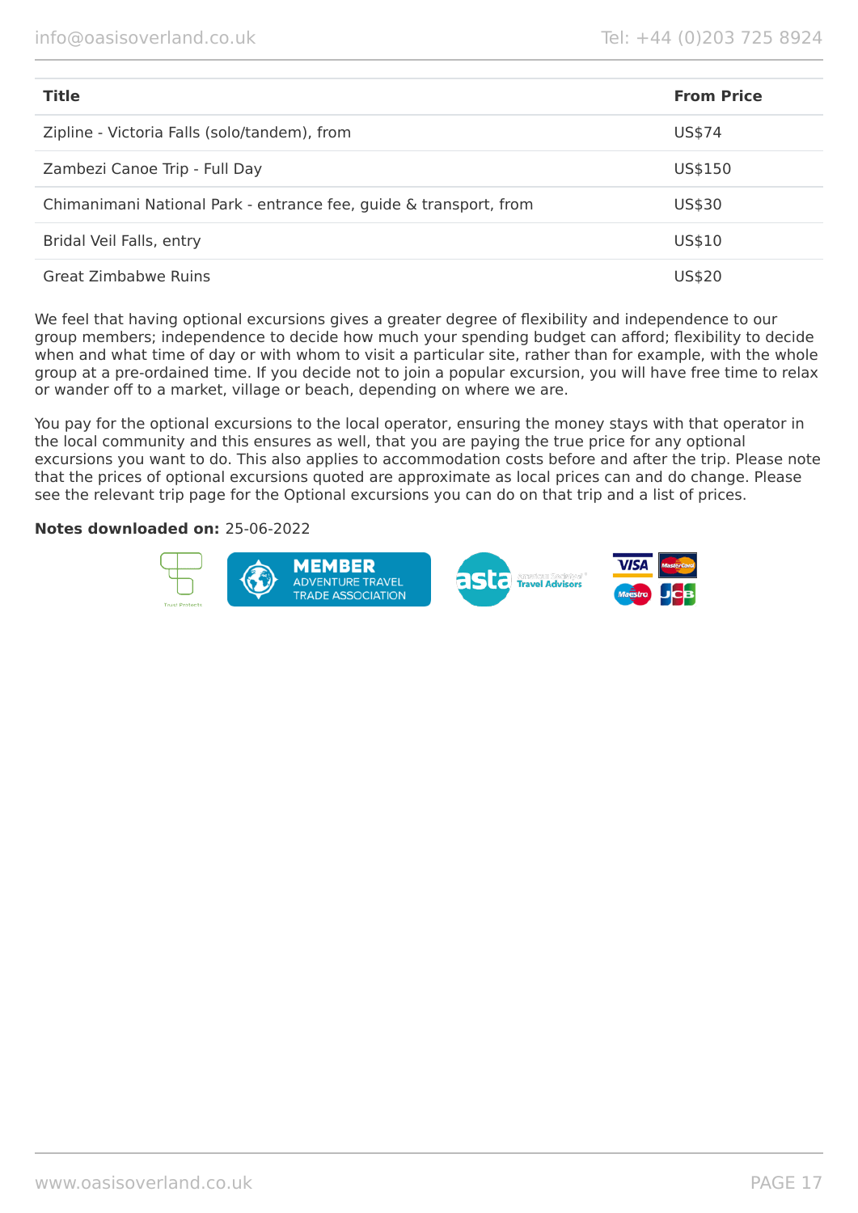| Title | From Price |
|---|---|
| Zipline - Victoria Falls (solo/tandem), from | US$74 |
| Zambezi Canoe Trip - Full Day | US$150 |
| Chimanimani National Park - entrance fee, guide & transport, from | US$30 |
| Bridal Veil Falls, entry | US$10 |
| Great Zimbabwe Ruins | US$20 |

We feel that having optional excursions gives a greater degree of flexibility and independence to our group members; independence to decide how much your spending budget can afford; flexibility to decide when and what time of day or with whom to visit a particular site, rather than for example, with the whole group at a pre-ordained time. If you decide not to join a popular excursion, you will have free time to relax or wander off to a market, village or beach, depending on where we are.

You pay for the optional excursions to the local operator, ensuring the money stays with that operator in the local community and this ensures as well, that you are paying the true price for any optional excursions you want to do. This also applies to accommodation costs before and after the trip. Please note that the prices of optional excursions quoted are approximate as local prices can and do change. Please see the relevant trip page for the Optional excursions you can do on that trip and a list of prices.

**Notes downloaded on:** 25-06-2022